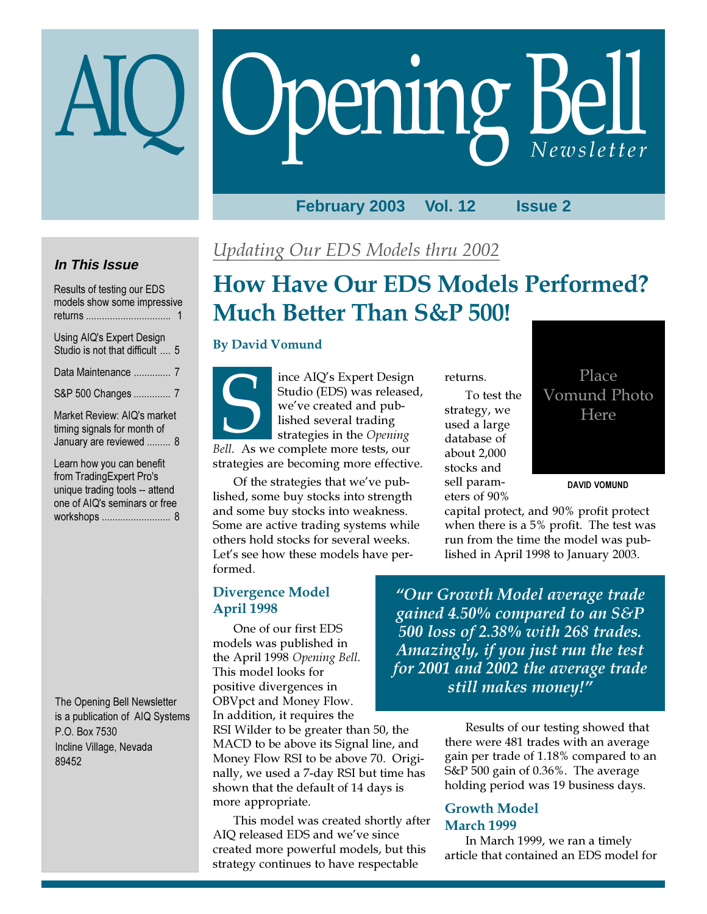# AIQ Opening Bell *Newsletter*

**February 2003 Vol. 12 Issue 2**

### *In This Issue*

Results of testing our EDS models show some impressive returns ........ 1

Using AIQ's Expert Design Studio is not that difficult .... 5

Data Maintenance .............. 7

S&P 500 Changes .............. 7

Market Review: AIQ's market timing signals for month of January are reviewed ......... 8

Learn how you can benefit from TradingExpert Pro's unique trading tools -- attend one of AIQ's seminars or free workshops .......................... 8

The Opening Bell Newsletter is a publication of AIQ Systems
P.O. Box 7530
Incline Village, Nevada
89452

*Updating Our EDS Models thru 2002*

# How Have Our EDS Models Performed? Much Better Than S&P 500!

**By David Vomund**

Place Vomund Photo Here

DAVID VOMUND

Since AIQ's Expert Design Studio (EDS) was released, we've created and published several trading strategies in the *Opening Bell*. As we complete more tests, our strategies are becoming more effective.

Of the strategies that we've published, some buy stocks into strength and some buy stocks into weakness. Some are active trading systems while others hold stocks for several weeks. Let's see how these models have performed.

## Divergence Model April 1998

One of our first EDS models was published in the April 1998 *Opening Bell*. This model looks for positive divergences in OBVpct and Money Flow. In addition, it requires the RSI Wilder to be greater than 50, the MACD to be above its Signal line, and Money Flow RSI to be above 70. Originally, we used a 7-day RSI but time has shown that the default of 14 days is more appropriate.

This model was created shortly after AIQ released EDS and we've since created more powerful models, but this strategy continues to have respectable returns.

To test the strategy, we used a large database of about 2,000 stocks and sell parameters of 90% capital protect, and 90% profit protect when there is a 5% profit. The test was run from the time the model was published in April 1998 to January 2003.

> ***"Our Growth Model average trade gained 4.50% compared to an S&P 500 loss of 2.38% with 268 trades. Amazingly, if you just run the test for 2001 and 2002 the average trade still makes money!"***

Results of our testing showed that there were 481 trades with an average gain per trade of 1.18% compared to an S&P 500 gain of 0.36%. The average holding period was 19 business days.

## Growth Model March 1999

In March 1999, we ran a timely article that contained an EDS model for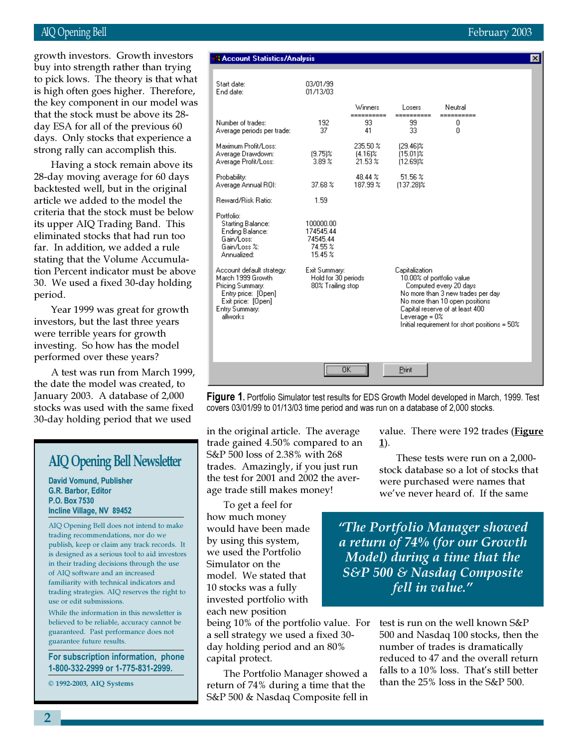growth investors. Growth investors buy into strength rather than trying to pick lows. The theory is that what is high often goes higher. Therefore, the key component in our model was that the stock must be above its 28-day ESA for all of the previous 60 days. Only stocks that experience a strong rally can accomplish this.

Having a stock remain above its 28-day moving average for 60 days backtested well, but in the original article we added to the model the criteria that the stock must be below its upper AIQ Trading Band. This eliminated stocks that had run too far. In addition, we added a rule stating that the Volume Accumulation Percent indicator must be above 30. We used a fixed 30-day holding period.

Year 1999 was great for growth investors, but the last three years were terrible years for growth investing. So how has the model performed over these years?

A test was run from March 1999, the date the model was created, to January 2003. A database of 2,000 stocks was used with the same fixed 30-day holding period that we used in the original article. The average trade gained 4.50% compared to an S&P 500 loss of 2.38% with 268 trades. Amazingly, if you just run the test for 2001 and 2002 the average trade still makes money!

**Account Statistics/Analysis**

Start date: 03/01/99
End date: 01/13/03

| | | Winners | Losers | Neutral |
|---|---|---|---|---|
| Number of trades: | 192 | 93 | 99 | 0 |
| Average periods per trade: | 37 | 41 | 33 | 0 |
| Maximum Profit/Loss: | | 235.50 % | (29.46)% | |
| Average Drawdown: | (9.75)% | (4.16)% | (15.01)% | |
| Average Profit/Loss: | 3.89 % | 21.53 % | (12.69)% | |
| Probability: | | 48.44 % | 51.56 % | |
| Average Annual ROI: | 37.68 % | 187.99 % | (137.28)% | |
| Reward/Risk Ratio: | 1.59 | | | |

Portfolio:
- Starting Balance: 100000.00
- Ending Balance: 174545.44
- Gain/Loss: 74545.44
- Gain/Loss %: 74.55 %
- Annualized: 15.45 %

Account default strategy: March 1999 Growth
Pricing Summary:
- Entry price: [Open]
- Exit price: [Open]

Entry Summary: allworks

Exit Summary:
- Hold for 30 periods
- 80% Trailing stop

Capitalization
- 10.00% of portfolio value
- Computed every 20 days
- No more than 3 new trades per day
- No more than 10 open positions
- Capital reserve of at least 400
- Leverage = 0%
- Initial requirement for short positions = 50%

**Figure 1.** Portfolio Simulator test results for EDS Growth Model developed in March, 1999. Test covers 03/01/99 to 01/13/03 time period and was run on a database of 2,000 stocks.

To get a feel for how much money would have been made by using this system, we used the Portfolio Simulator on the model. We stated that 10 stocks was a fully invested portfolio with each new position being 10% of the portfolio value. For a sell strategy we used a fixed 30-day holding period and an 80% capital protect.

The Portfolio Manager showed a return of 74% during a time that the S&P 500 & Nasdaq Composite fell in value. There were 192 trades (**Figure 1**).

> *"The Portfolio Manager showed a return of 74% (for our Growth Model) during a time that the S&P 500 & Nasdaq Composite fell in value."*

These tests were run on a 2,000-stock database so a lot of stocks that were purchased were names that we've never heard of. If the same test is run on the well known S&P 500 and Nasdaq 100 stocks, then the number of trades is dramatically reduced to 47 and the overall return falls to a 10% loss. That's still better than the 25% loss in the S&P 500.

## AIQ Opening Bell Newsletter

**David Vomund, Publisher**
**G.R. Barbor, Editor**
**P.O. Box 7530**
**Incline Village, NV 89452**

AIQ Opening Bell does not intend to make trading recommendations, nor do we publish, keep or claim any track records. It is designed as a serious tool to aid investors in their trading decisions through the use of AIQ software and an increased familiarity with technical indicators and trading strategies. AIQ reserves the right to use or edit submissions.

While the information in this newsletter is believed to be reliable, accuracy cannot be guaranteed. Past performance does not guarantee future results.

**For subscription information, phone 1-800-332-2999 or 1-775-831-2999.**

© 1992-2003, AIQ Systems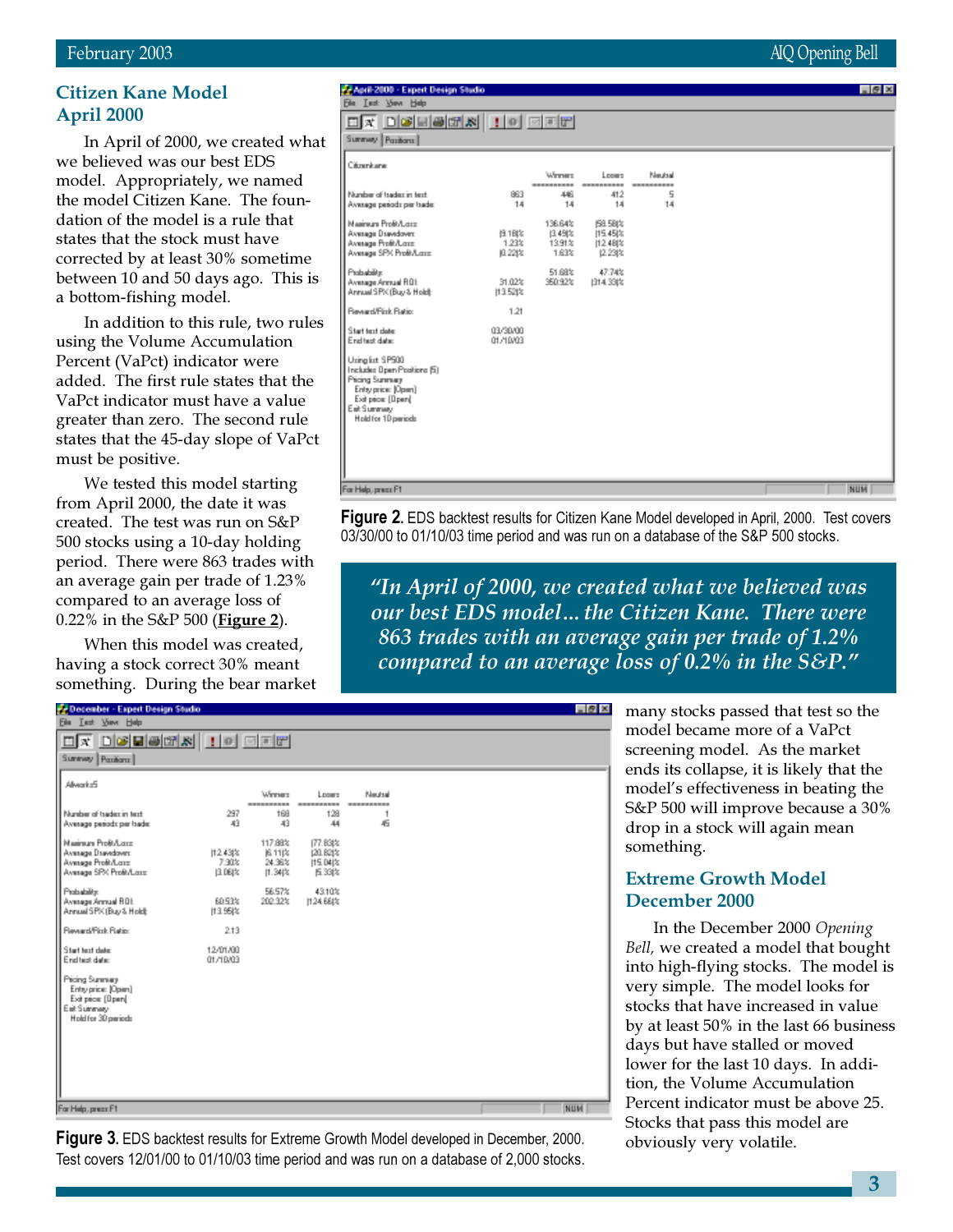## Citizen Kane Model April 2000

In April of 2000, we created what we believed was our best EDS model. Appropriately, we named the model Citizen Kane. The foundation of the model is a rule that states that the stock must have corrected by at least 30% sometime between 10 and 50 days ago. This is a bottom-fishing model.

In addition to this rule, two rules using the Volume Accumulation Percent (VaPct) indicator were added. The first rule states that the VaPct indicator must have a value greater than zero. The second rule states that the 45-day slope of VaPct must be positive.

We tested this model starting from April 2000, the date it was created. The test was run on S&P 500 stocks using a 10-day holding period. There were 863 trades with an average gain per trade of 1.23% compared to an average loss of 0.22% in the S&P 500 (**Figure 2**).

When this model was created, having a stock correct 30% meant something. During the bear market many stocks passed that test so the model became more of a VaPct screening model. As the market ends its collapse, it is likely that the model's effectiveness in beating the S&P 500 will improve because a 30% drop in a stock will again mean something.

Citizenkane

| | | Winners | Losers | Neutral |
|---|---|---|---|---|
| Number of trades in test: | 863 | 446 | 412 | 5 |
| Average periods per trade: | 14 | 14 | 14 | 14 |
| Maximum Profit/Loss: | | 136.64% | (58.58)% | |
| Average Drawdown: | (9.18)% | (3.49)% | (15.45)% | |
| Average Profit/Loss: | 1.23% | 13.91% | (12.48)% | |
| Average SPX Profit/Loss: | (0.22)% | 1.63% | (2.23)% | |
| Probability: | | 51.68% | 47.74% | |
| Average Annual ROI: | 31.02% | 350.92% | (314.33)% | |
| Annual SPX (Buy & Hold): | (13.52)% | | | |
| Reward/Risk Ratio: | 1.21 | | | |
| Start test date: | 03/30/00 | | | |
| End test date: | 01/10/03 | | | |

Using list: SP500
Includes Open Positions (5)
Pricing Summary
Entry price: [Open]
Exit price: [Open]
Exit Summary
Hold for 10 periods

**Figure 2.** EDS backtest results for Citizen Kane Model developed in April, 2000. Test covers 03/30/00 to 01/10/03 time period and was run on a database of the S&P 500 stocks.

> *"In April of 2000, we created what we believed was our best EDS model... the Citizen Kane. There were 863 trades with an average gain per trade of 1.2% compared to an average loss of 0.2% in the S&P."*

## Extreme Growth Model December 2000

In the December 2000 *Opening Bell,* we created a model that bought into high-flying stocks. The model is very simple. The model looks for stocks that have increased in value by at least 50% in the last 66 business days but have stalled or moved lower for the last 10 days. In addition, the Volume Accumulation Percent indicator must be above 25. Stocks that pass this model are obviously very volatile.

Allworks5

| | | Winners | Losers | Neutral |
|---|---|---|---|---|
| Number of trades in test: | 297 | 168 | 128 | 1 |
| Average periods per trade: | 43 | 43 | 44 | 45 |
| Maximum Profit/Loss: | | 117.88% | (77.83)% | |
| Average Drawdown: | (12.43)% | (6.11)% | (20.82)% | |
| Average Profit/Loss: | 7.30% | 24.36% | (15.04)% | |
| Average SPX Profit/Loss: | (3.06)% | (1.34)% | (5.33)% | |
| Probability: | | 56.57% | 43.10% | |
| Average Annual ROI: | 60.53% | 202.32% | (124.66)% | |
| Annual SPX (Buy & Hold): | (13.95)% | | | |
| Reward/Risk Ratio: | 2.13 | | | |
| Start test date: | 12/01/00 | | | |
| End test date: | 01/10/03 | | | |

Pricing Summary
Entry price: [Open]
Exit price: [Open]
Exit Summary
Hold for 30 periods

**Figure 3.** EDS backtest results for Extreme Growth Model developed in December, 2000. Test covers 12/01/00 to 01/10/03 time period and was run on a database of 2,000 stocks.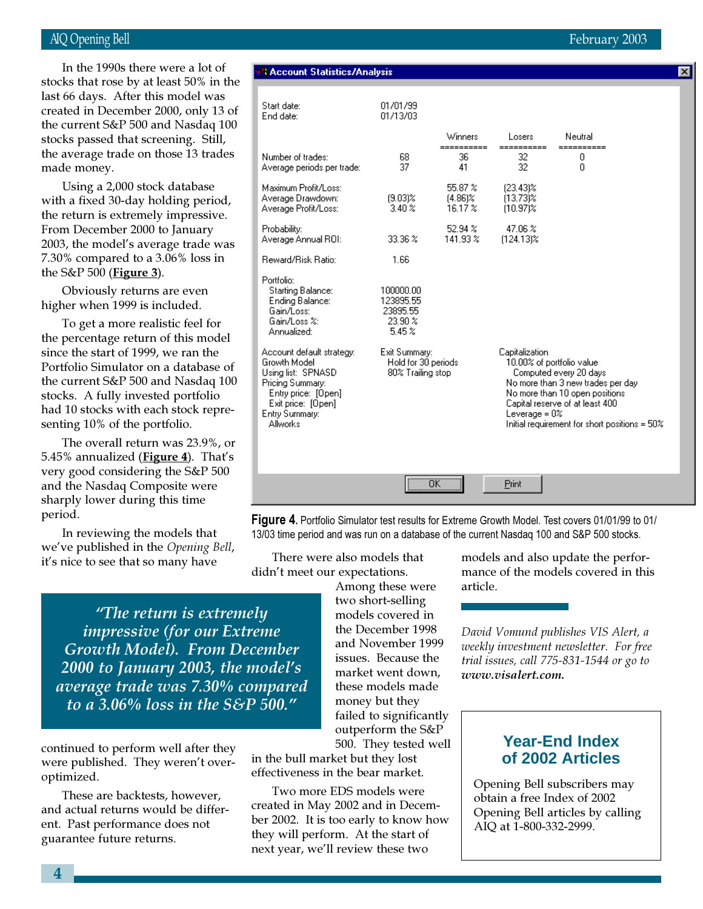In the 1990s there were a lot of stocks that rose by at least 50% in the last 66 days. After this model was created in December 2000, only 13 of the current S&P 500 and Nasdaq 100 stocks passed that screening. Still, the average trade on those 13 trades made money.

Using a 2,000 stock database with a fixed 30-day holding period, the return is extremely impressive. From December 2000 to January 2003, the model's average trade was 7.30% compared to a 3.06% loss in the S&P 500 (**Figure 3**).

Obviously returns are even higher when 1999 is included.

To get a more realistic feel for the percentage return of this model since the start of 1999, we ran the Portfolio Simulator on a database of the current S&P 500 and Nasdaq 100 stocks. A fully invested portfolio had 10 stocks with each stock representing 10% of the portfolio.

The overall return was 23.9%, or 5.45% annualized (**Figure 4**). That's very good considering the S&P 500 and the Nasdaq Composite were sharply lower during this time period.

In reviewing the models that we've published in the *Opening Bell*, it's nice to see that so many have continued to perform well after they were published. They weren't over-optimized.

These are backtests, however, and actual returns would be different. Past performance does not guarantee future returns.

**Account Statistics/Analysis**

Start date: 01/01/99
End date: 01/13/03

| | | Winners | Losers | Neutral |
|---|---|---|---|---|
| Number of trades: | 68 | 36 | 32 | 0 |
| Average periods per trade: | 37 | 41 | 32 | 0 |
| Maximum Profit/Loss: | | 55.87 % | (23.43)% | |
| Average Drawdown: | (9.03)% | (4.86)% | (13.73)% | |
| Average Profit/Loss: | 3.40 % | 16.17 % | (10.97)% | |
| Probability: | | 52.94 % | 47.06 % | |
| Average Annual ROI: | 33.36 % | 141.93 % | (124.13)% | |
| Reward/Risk Ratio: | 1.66 | | | |

Portfolio:

| | |
|---|---|
| Starting Balance: | 100000.00 |
| Ending Balance: | 123895.55 |
| Gain/Loss: | 23895.55 |
| Gain/Loss %: | 23.90 % |
| Annualized: | 5.45 % |

Account default strategy: Growth Model
Using list: SPNASD
Pricing Summary:
Entry price: [Open]
Exit price: [Open]
Entry Summary:
Allworks

Exit Summary:
Hold for 30 periods
80% Trailing stop

Capitalization
10.00% of portfolio value
Computed every 20 days
No more than 3 new trades per day
No more than 10 open positions
Capital reserve of at least 400
Leverage = 0%
Initial requirement for short positions = 50%

**Figure 4.** Portfolio Simulator test results for Extreme Growth Model. Test covers 01/01/99 to 01/13/03 time period and was run on a database of the current Nasdaq 100 and S&P 500 stocks.

> *"The return is extremely impressive (for our Extreme Growth Model). From December 2000 to January 2003, the model's average trade was 7.30% compared to a 3.06% loss in the S&P 500."*

There were also models that didn't meet our expectations. Among these were two short-selling models covered in the December 1998 and November 1999 issues. Because the market went down, these models made money but they failed to significantly outperform the S&P 500. They tested well in the bull market but they lost effectiveness in the bear market.

Two more EDS models were created in May 2002 and in December 2002. It is too early to know how they will perform. At the start of next year, we'll review these two models and also update the performance of the models covered in this article.

*David Vomund publishes VIS Alert, a weekly investment newsletter. For free trial issues, call 775-831-1544 or go to* ***www.visalert.com.***

## Year-End Index of 2002 Articles

Opening Bell subscribers may obtain a free Index of 2002 Opening Bell articles by calling AIQ at 1-800-332-2999.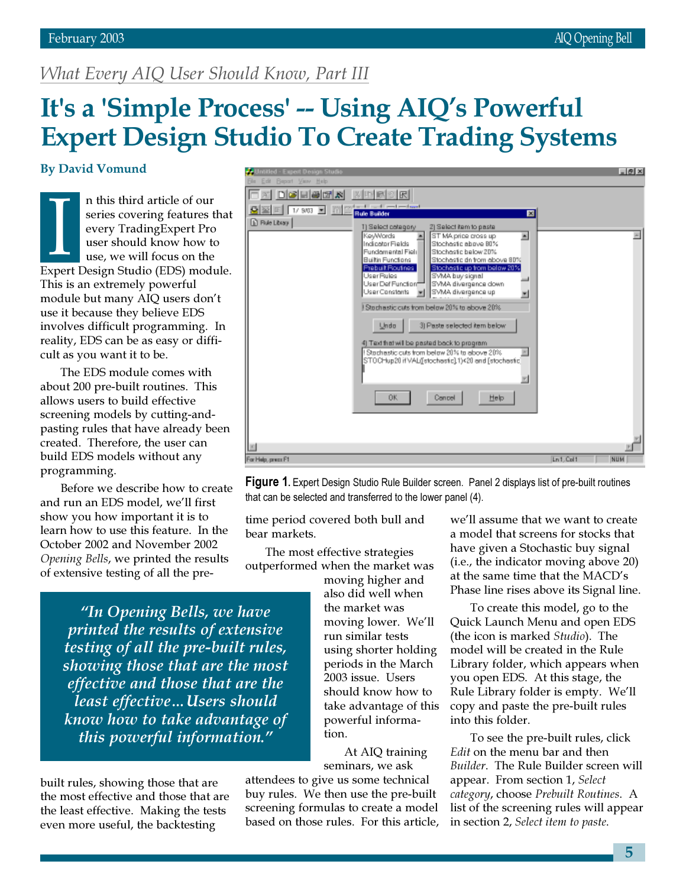*What Every AIQ User Should Know, Part III*

# It's a 'Simple Process' -- Using AIQ's Powerful Expert Design Studio To Create Trading Systems

**By David Vomund**

In this third article of our series covering features that every TradingExpert Pro user should know how to use, we will focus on the Expert Design Studio (EDS) module. This is an extremely powerful module but many AIQ users don't use it because they believe EDS involves difficult programming. In reality, EDS can be as easy or difficult as you want it to be.

The EDS module comes with about 200 pre-built routines. This allows users to build effective screening models by cutting-and-pasting rules that have already been created. Therefore, the user can build EDS models without any programming.

Before we describe how to create and run an EDS model, we'll first show you how important it is to learn how to use this feature. In the October 2002 and November 2002 *Opening Bells*, we printed the results of extensive testing of all the pre-built rules, showing those that are the most effective and those that are the least effective. Making the tests even more useful, the backtesting time period covered both bull and bear markets.

> *"In Opening Bells, we have printed the results of extensive testing of all the pre-built rules, showing those that are the most effective and those that are the least effective…Users should know how to take advantage of this powerful information."*

The most effective strategies outperformed when the market was moving higher and also did well when the market was moving lower. We'll run similar tests using shorter holding periods in the March 2003 issue. Users should know how to take advantage of this powerful information.

At AIQ training seminars, we ask attendees to give us some technical buy rules. We then use the pre-built screening formulas to create a model based on those rules. For this article, we'll assume that we want to create a model that screens for stocks that have given a Stochastic buy signal (i.e., the indicator moving above 20) at the same time that the MACD's Phase line rises above its Signal line.

To create this model, go to the Quick Launch Menu and open EDS (the icon is marked *Studio*). The model will be created in the Rule Library folder, which appears when you open EDS. At this stage, the Rule Library folder is empty. We'll copy and paste the pre-built rules into this folder.

To see the pre-built rules, click *Edit* on the menu bar and then *Builder*. The Rule Builder screen will appear. From section 1, *Select category*, choose *Prebuilt Routines*. A list of the screening rules will appear in section 2, *Select item to paste*.

**Figure 1.** Expert Design Studio Rule Builder screen. Panel 2 displays list of pre-built routines that can be selected and transferred to the lower panel (4).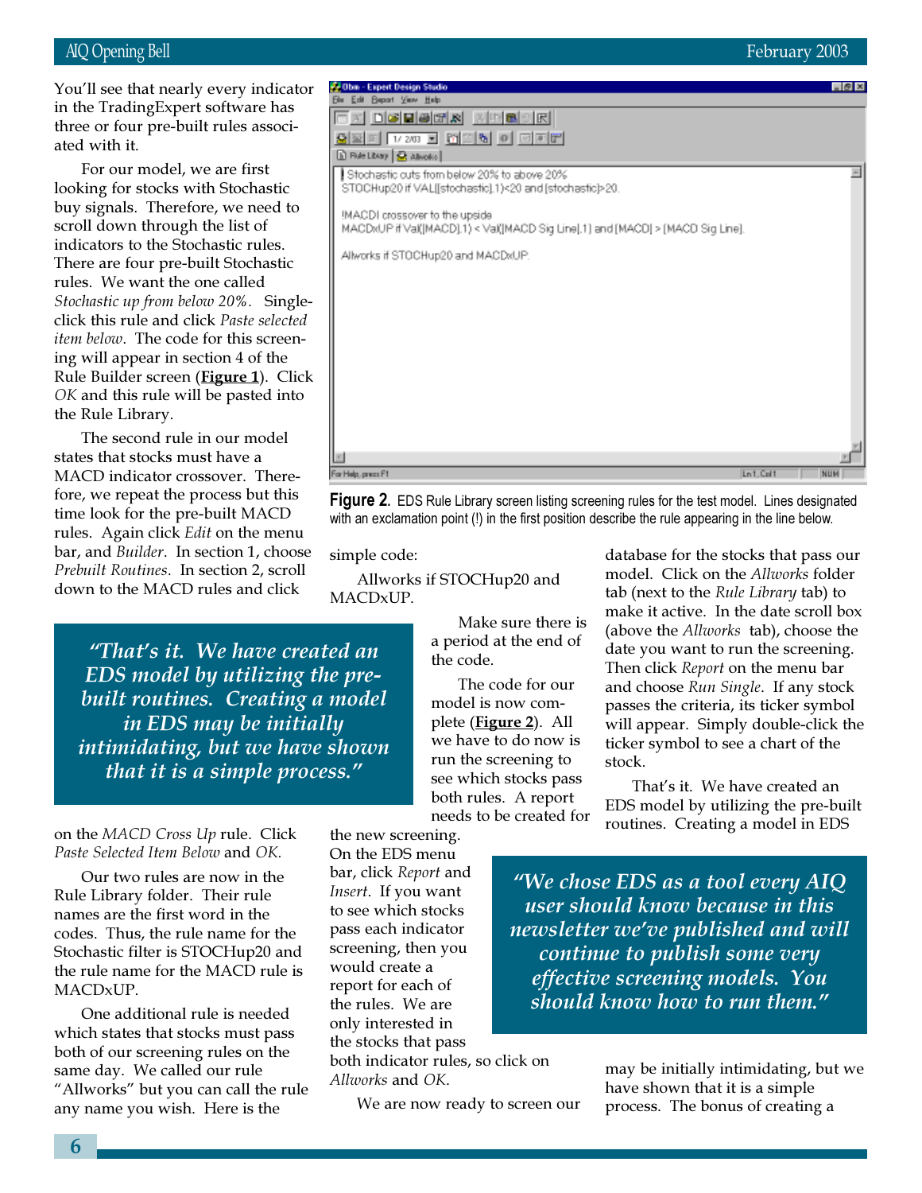You'll see that nearly every indicator in the TradingExpert software has three or four pre-built rules associated with it.

For our model, we are first looking for stocks with Stochastic buy signals. Therefore, we need to scroll down through the list of indicators to the Stochastic rules. There are four pre-built Stochastic rules. We want the one called *Stochastic up from below 20%*. Single-click this rule and click *Paste selected item below*. The code for this screening will appear in section 4 of the Rule Builder screen (**Figure 1**). Click *OK* and this rule will be pasted into the Rule Library.

The second rule in our model states that stocks must have a MACD indicator crossover. Therefore, we repeat the process but this time look for the pre-built MACD rules. Again click *Edit* on the menu bar, and *Builder*. In section 1, choose *Prebuilt Routines*. In section 2, scroll down to the MACD rules and click on the *MACD Cross Up* rule. Click *Paste Selected Item Below* and *OK.*

Our two rules are now in the Rule Library folder. Their rule names are the first word in the codes. Thus, the rule name for the Stochastic filter is STOCHup20 and the rule name for the MACD rule is MACDxUP.

One additional rule is needed which states that stocks must pass both of our screening rules on the same day. We called our rule "Allworks" but you can call the rule any name you wish. Here is the simple code:

Allworks if STOCHup20 and MACDxUP.

Make sure there is a period at the end of the code.

The code for our model is now complete (**Figure 2**). All we have to do now is run the screening to see which stocks pass both rules. A report needs to be created for the new screening. On the EDS menu bar, click *Report* and *Insert*. If you want to see which stocks pass each indicator screening, then you would create a report for each of the rules. We are only interested in the stocks that pass both indicator rules, so click on *Allworks* and *OK*.

We are now ready to screen our database for the stocks that pass our model. Click on the *Allworks* folder tab (next to the *Rule Library* tab) to make it active. In the date scroll box (above the *Allworks* tab), choose the date you want to run the screening. Then click *Report* on the menu bar and choose *Run Single*. If any stock passes the criteria, its ticker symbol will appear. Simply double-click the ticker symbol to see a chart of the stock.

That's it. We have created an EDS model by utilizing the pre-built routines. Creating a model in EDS may be initially intimidating, but we have shown that it is a simple process. The bonus of creating a

```
!Stochastic cuts from below 20% to above 20%
STOCHup20 if VAL([stochastic],1)<20 and [stochastic]>20.

!MACD crossover to the upside
MACDxUP if Val([MACD],1) < Val([MACD Sig Line],1) and [MACD] > [MACD Sig Line].

Allworks if STOCHup20 and MACDxUP.
```

**Figure 2.** EDS Rule Library screen listing screening rules for the test model. Lines designated with an exclamation point (!) in the first position describe the rule appearing in the line below.

> *"That's it. We have created an EDS model by utilizing the pre-built routines. Creating a model in EDS may be initially intimidating, but we have shown that it is a simple process."*

> *"We chose EDS as a tool every AIQ user should know because in this newsletter we've published and will continue to publish some very effective screening models. You should know how to run them."*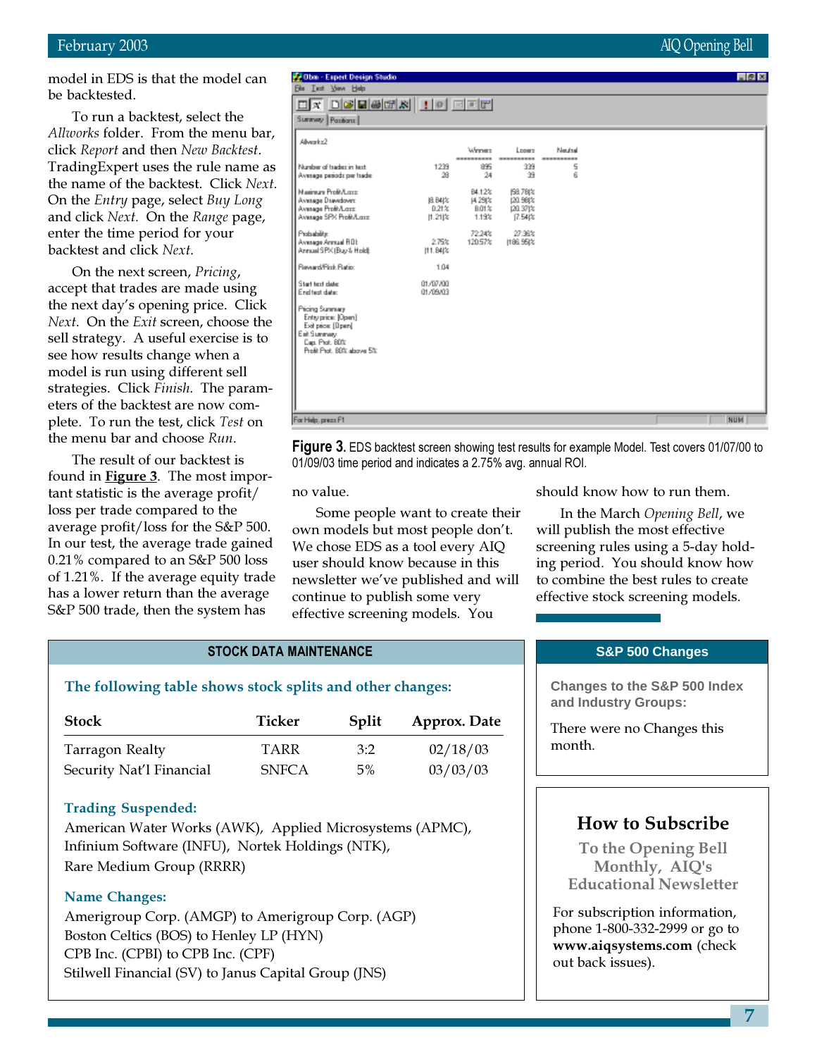model in EDS is that the model can be backtested.

To run a backtest, select the *Allworks* folder. From the menu bar, click *Report* and then *New Backtest*. TradingExpert uses the rule name as the name of the backtest. Click *Next*. On the *Entry* page, select *Buy Long* and click *Next*. On the *Range* page, enter the time period for your backtest and click *Next*.

On the next screen, *Pricing*, accept that trades are made using the next day's opening price. Click *Next*. On the *Exit* screen, choose the sell strategy. A useful exercise is to see how results change when a model is run using different sell strategies. Click *Finish*. The parameters of the backtest are now complete. To run the test, click *Test* on the menu bar and choose *Run*.

The result of our backtest is found in **Figure 3**. The most important statistic is the average profit/loss per trade compared to the average profit/loss for the S&P 500. In our test, the average trade gained 0.21% compared to an S&P 500 loss of 1.21%. If the average equity trade has a lower return than the average S&P 500 trade, then the system has no value.

**Figure 3.** EDS backtest screen showing test results for example Model. Test covers 01/07/00 to 01/09/03 time period and indicates a 2.75% avg. annual ROI.

Some people want to create their own models but most people don't. We chose EDS as a tool every AIQ user should know because in this newsletter we've published and will continue to publish some very effective screening models. You should know how to run them.

In the March *Opening Bell*, we will publish the most effective screening rules using a 5-day holding period. You should know how to combine the best rules to create effective stock screening models.

## STOCK DATA MAINTENANCE

**The following table shows stock splits and other changes:**

| Stock | Ticker | Split | Approx. Date |
|---|---|---|---|
| Tarragon Realty | TARR | 3:2 | 02/18/03 |
| Security Nat'l Financial | SNFCA | 5% | 03/03/03 |

**Trading Suspended:**

American Water Works (AWK), Applied Microsystems (APMC), Infinium Software (INFU), Nortek Holdings (NTK), Rare Medium Group (RRRR)

**Name Changes:**

Amerigroup Corp. (AMGP) to Amerigroup Corp. (AGP)
Boston Celtics (BOS) to Henley LP (HYN)
CPB Inc. (CPBI) to CPB Inc. (CPF)
Stilwell Financial (SV) to Janus Capital Group (JNS)

## S&P 500 Changes

**Changes to the S&P 500 Index and Industry Groups:**

There were no Changes this month.

## How to Subscribe

**To the Opening Bell Monthly, AIQ's Educational Newsletter**

For subscription information, phone 1-800-332-2999 or go to **www.aiqsystems.com** (check out back issues).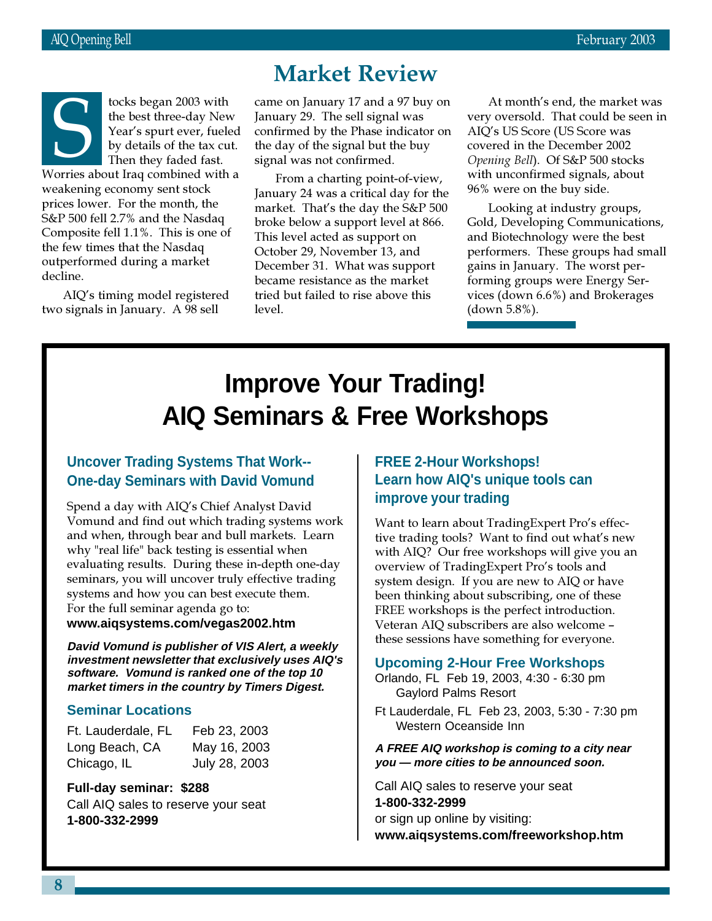# Market Review

Stocks began 2003 with the best three-day New Year's spurt ever, fueled by details of the tax cut. Then they faded fast. Worries about Iraq combined with a weakening economy sent stock prices lower. For the month, the S&P 500 fell 2.7% and the Nasdaq Composite fell 1.1%. This is one of the few times that the Nasdaq outperformed during a market decline.

AIQ's timing model registered two signals in January. A 98 sell came on January 17 and a 97 buy on January 29. The sell signal was confirmed by the Phase indicator on the day of the signal but the buy signal was not confirmed.

From a charting point-of-view, January 24 was a critical day for the market. That's the day the S&P 500 broke below a support level at 866. This level acted as support on October 29, November 13, and December 31. What was support became resistance as the market tried but failed to rise above this level.

At month's end, the market was very oversold. That could be seen in AIQ's US Score (US Score was covered in the December 2002 *Opening Bell*). Of S&P 500 stocks with unconfirmed signals, about 96% were on the buy side.

Looking at industry groups, Gold, Developing Communications, and Biotechnology were the best performers. These groups had small gains in January. The worst performing groups were Energy Services (down 6.6%) and Brokerages (down 5.8%).

# Improve Your Trading! AIQ Seminars & Free Workshops

## Uncover Trading Systems That Work-- One-day Seminars with David Vomund

Spend a day with AIQ's Chief Analyst David Vomund and find out which trading systems work and when, through bear and bull markets. Learn why "real life" back testing is essential when evaluating results. During these in-depth one-day seminars, you will uncover truly effective trading systems and how you can best execute them. For the full seminar agenda go to:
**www.aiqsystems.com/vegas2002.htm**

***David Vomund is publisher of VIS Alert, a weekly investment newsletter that exclusively uses AIQ's software. Vomund is ranked one of the top 10 market timers in the country by Timers Digest.***

### Seminar Locations

| | |
|---|---|
| Ft. Lauderdale, FL | Feb 23, 2003 |
| Long Beach, CA | May 16, 2003 |
| Chicago, IL | July 28, 2003 |

**Full-day seminar: $288**
Call AIQ sales to reserve your seat
**1-800-332-2999**

## FREE 2-Hour Workshops! Learn how AIQ's unique tools can improve your trading

Want to learn about TradingExpert Pro's effective trading tools? Want to find out what's new with AIQ? Our free workshops will give you an overview of TradingExpert Pro's tools and system design. If you are new to AIQ or have been thinking about subscribing, one of these FREE workshops is the perfect introduction. Veteran AIQ subscribers are also welcome – these sessions have something for everyone.

### Upcoming 2-Hour Free Workshops

Orlando, FL Feb 19, 2003, 4:30 - 6:30 pm
Gaylord Palms Resort

Ft Lauderdale, FL Feb 23, 2003, 5:30 - 7:30 pm
Western Oceanside Inn

***A FREE AIQ workshop is coming to a city near you — more cities to be announced soon.***

Call AIQ sales to reserve your seat
**1-800-332-2999**
or sign up online by visiting:
**www.aiqsystems.com/freeworkshop.htm**